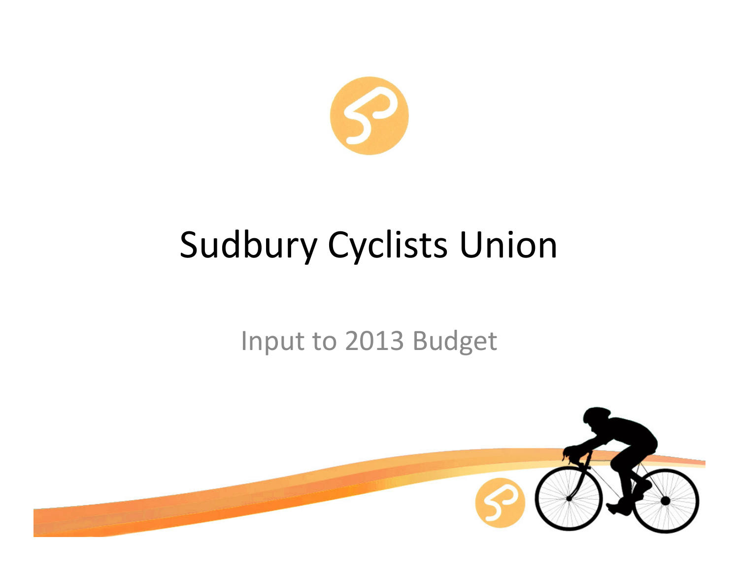# Sudbury Cyclists Union

## Input to 2013 Budget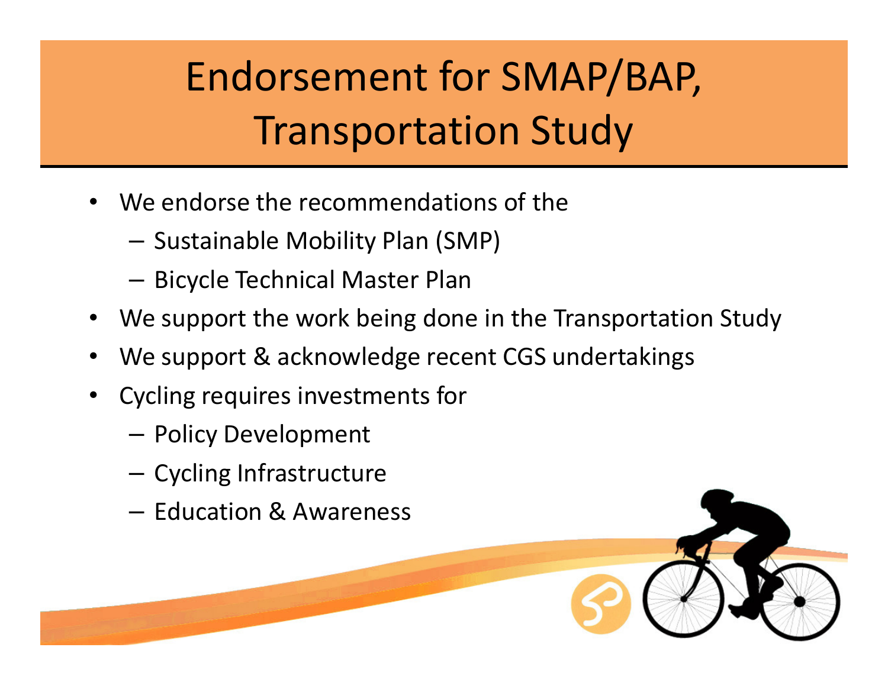# Endorsement for SMAP/BAP, Transportation Study

- We endorse the recommendations of the
  - Sustainable Mobility Plan (SMP)
  - Bicycle Technical Master Plan
- We support the work being done in the Transportation Study
- We support & acknowledge recent CGS undertakings
- Cycling requires investments for
  - Policy Development
  - Cycling Infrastructure
  - Education & Awareness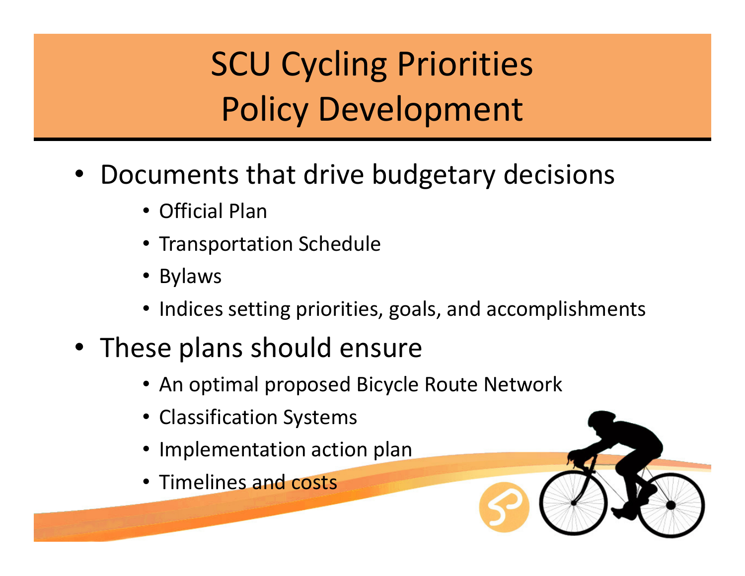# SCU Cycling Priorities
# Policy Development

- Documents that drive budgetary decisions
  - Official Plan
  - Transportation Schedule
  - Bylaws
  - Indices setting priorities, goals, and accomplishments
- These plans should ensure
  - An optimal proposed Bicycle Route Network
  - Classification Systems
  - Implementation action plan
  - Timelines and costs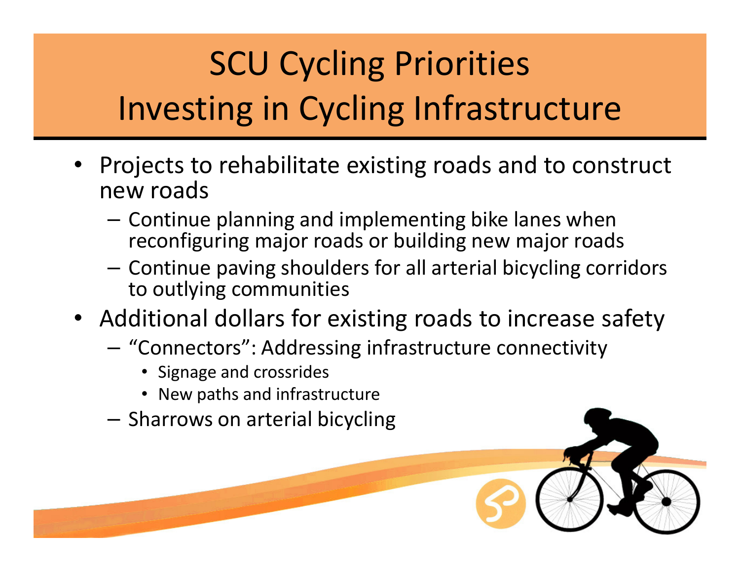# SCU Cycling Priorities
# Investing in Cycling Infrastructure

- Projects to rehabilitate existing roads and to construct new roads
  - Continue planning and implementing bike lanes when reconfiguring major roads or building new major roads
  - Continue paving shoulders for all arterial bicycling corridors to outlying communities
- Additional dollars for existing roads to increase safety
  - "Connectors": Addressing infrastructure connectivity
    - Signage and crossrides
    - New paths and infrastructure
  - Sharrows on arterial bicycling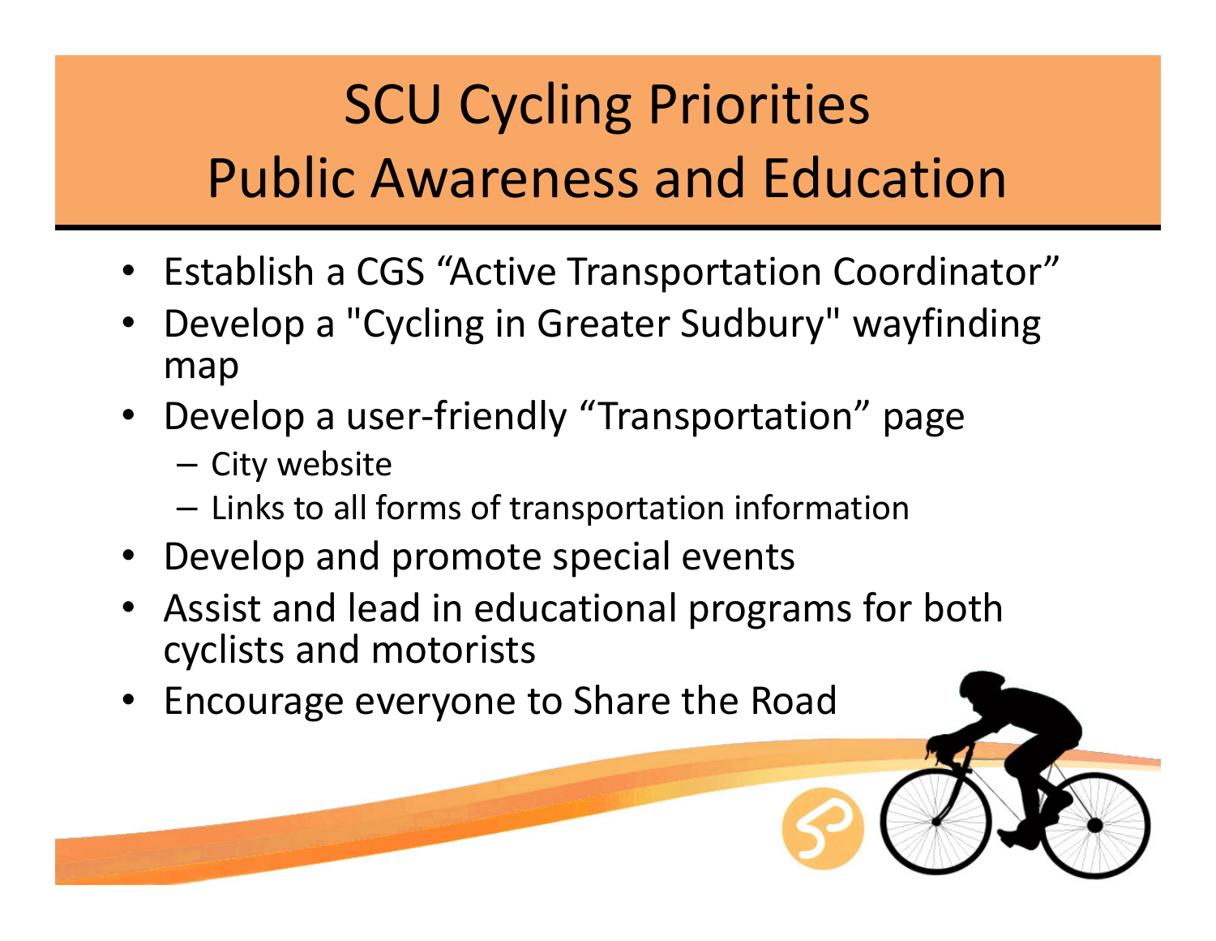# SCU Cycling Priorities
# Public Awareness and Education

- Establish a CGS “Active Transportation Coordinator”
- Develop a "Cycling in Greater Sudbury" wayfinding map
- Develop a user-friendly “Transportation” page
  - City website
  - Links to all forms of transportation information
- Develop and promote special events
- Assist and lead in educational programs for both cyclists and motorists
- Encourage everyone to Share the Road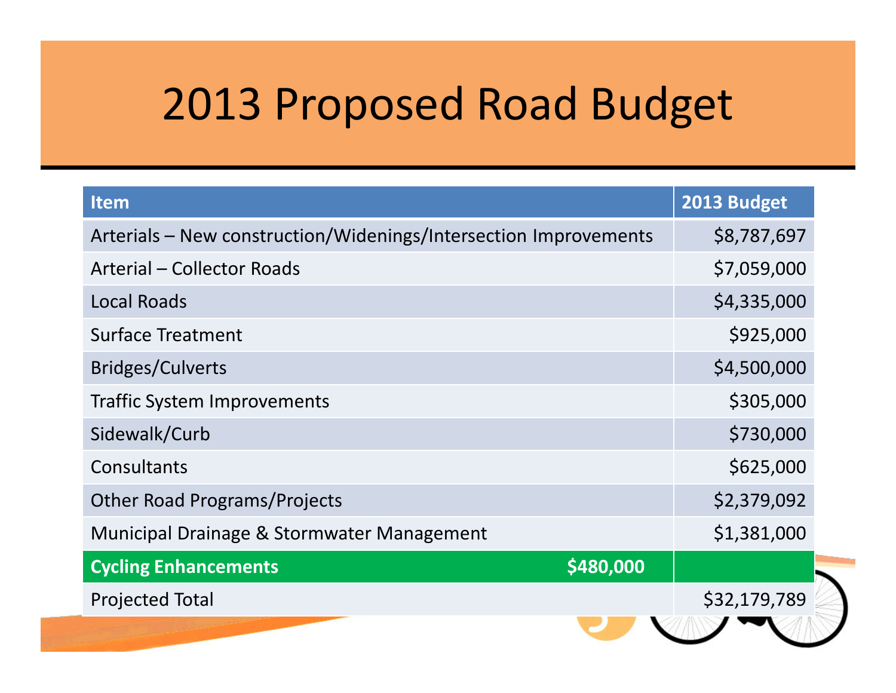# 2013 Proposed Road Budget

| Item | 2013 Budget |
|---|---|
| Arterials – New construction/Widenings/Intersection Improvements | $8,787,697 |
| Arterial – Collector Roads | $7,059,000 |
| Local Roads | $4,335,000 |
| Surface Treatment | $925,000 |
| Bridges/Culverts | $4,500,000 |
| Traffic System Improvements | $305,000 |
| Sidewalk/Curb | $730,000 |
| Consultants | $625,000 |
| Other Road Programs/Projects | $2,379,092 |
| Municipal Drainage & Stormwater Management | $1,381,000 |
| **Cycling Enhancements** **$480,000** | |
| Projected Total | $32,179,789 |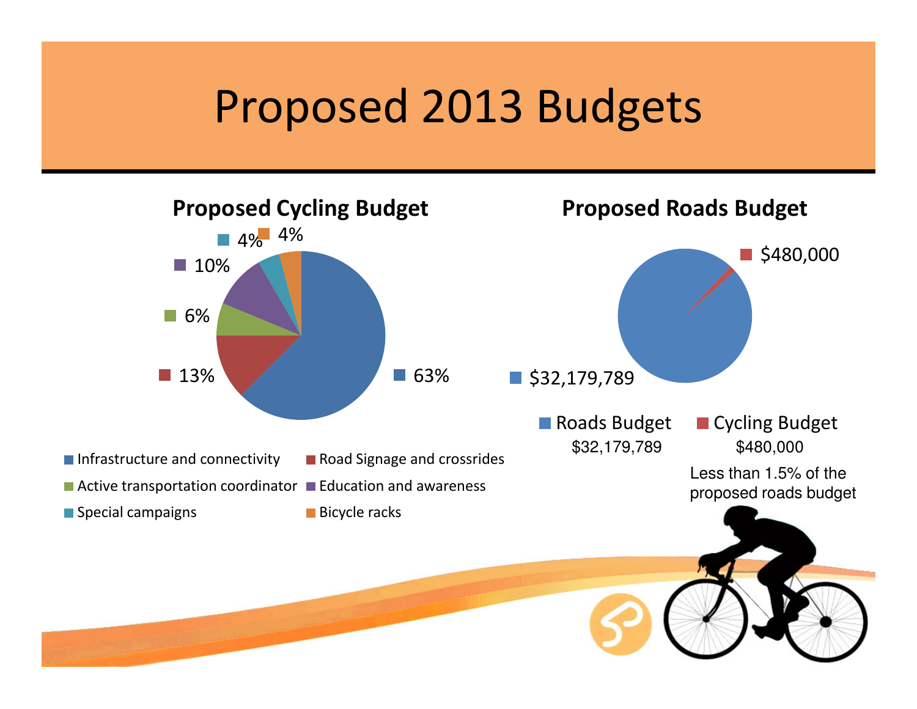# Proposed 2013 Budgets

## Proposed Cycling Budget

- Infrastructure and connectivity: 63%
- Road Signage and crossrides: 13%
- Active transportation coordinator: 6%
- Education and awareness: 10%
- Special campaigns: 4%
- Bicycle racks: 4%

## Proposed Roads Budget

- Roads Budget: $32,179,789
- Cycling Budget: $480,000

Less than 1.5% of the proposed roads budget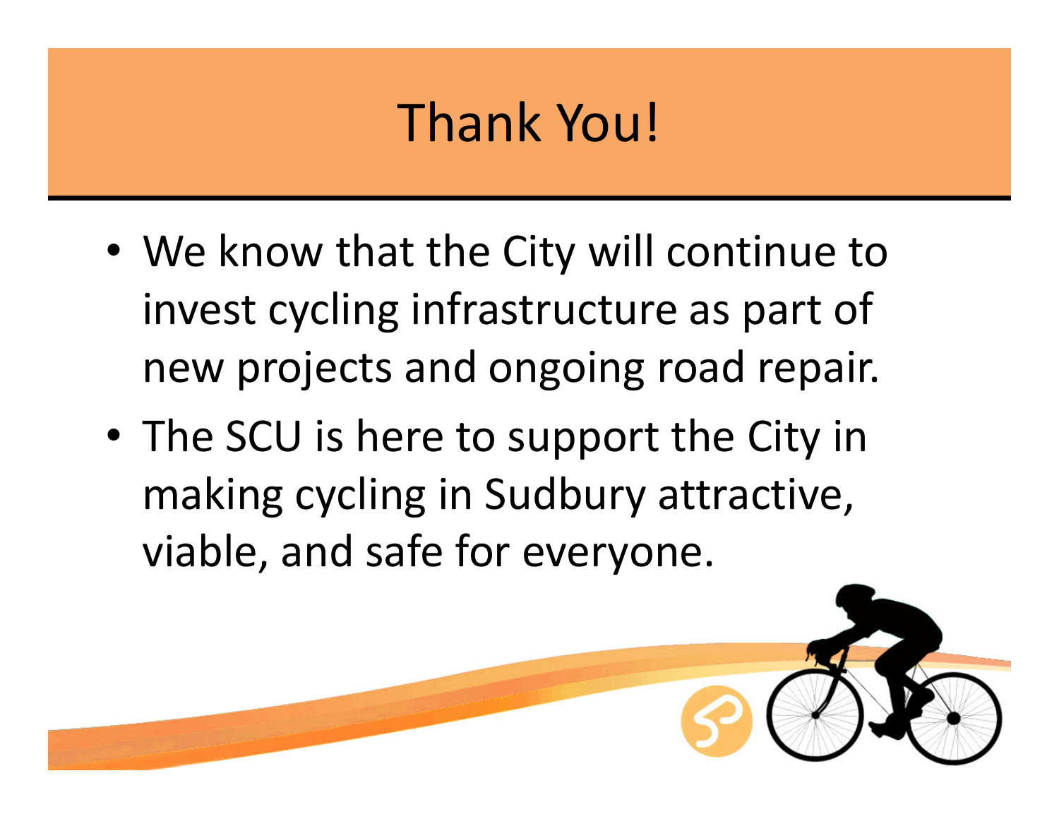# Thank You!

- We know that the City will continue to invest cycling infrastructure as part of new projects and ongoing road repair.
- The SCU is here to support the City in making cycling in Sudbury attractive, viable, and safe for everyone.